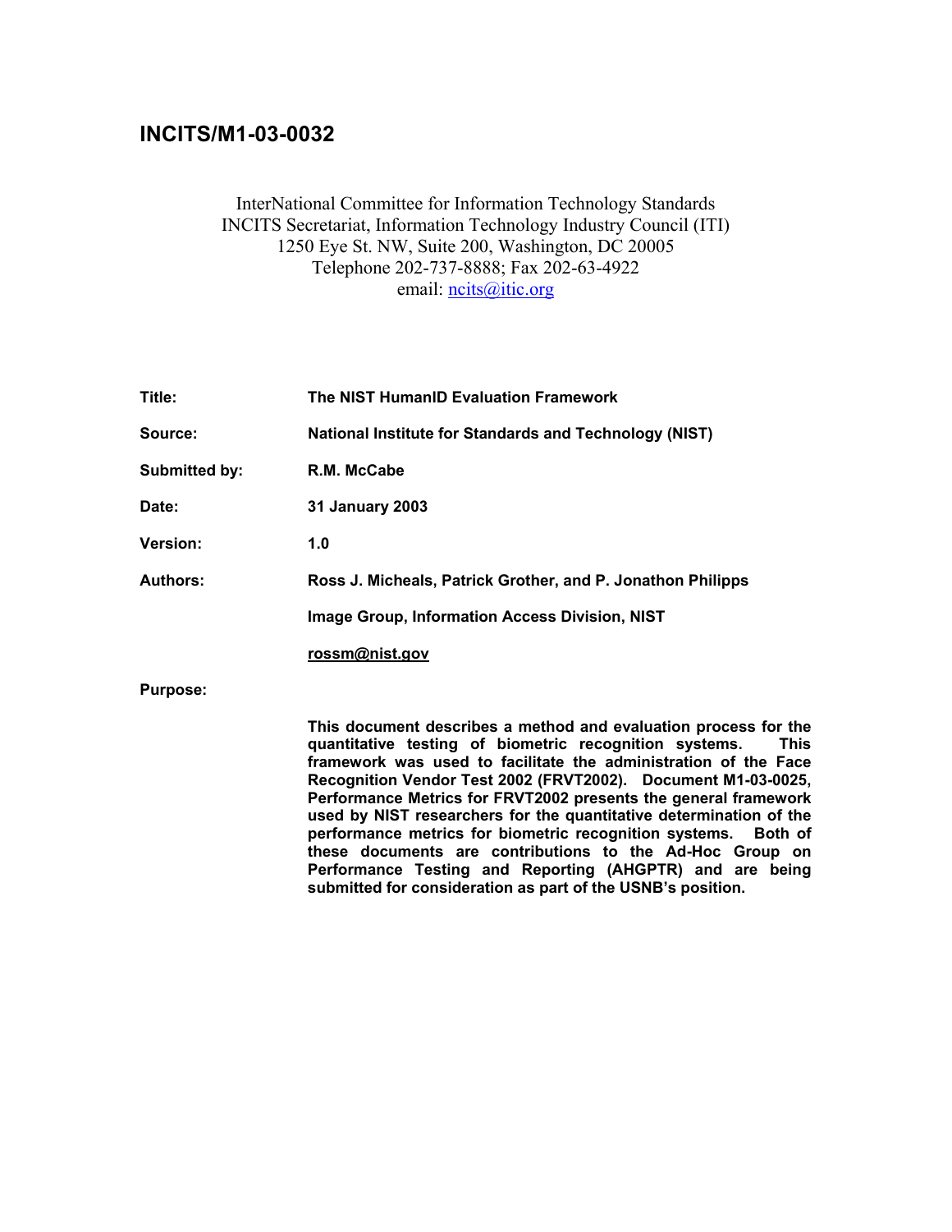# INCITS/M1-03-0032

InterNational Committee for Information Technology Standards
INCITS Secretariat, Information Technology Industry Council (ITI)
1250 Eye St. NW, Suite 200, Washington, DC 20005
Telephone 202-737-8888; Fax 202-63-4922
email: ncits@itic.org

**Title:** **The NIST HumanID Evaluation Framework**

**Source:** **National Institute for Standards and Technology (NIST)**

**Submitted by:** **R.M. McCabe**

**Date:** **31 January 2003**

**Version:** **1.0**

**Authors:** **Ross J. Micheals, Patrick Grother, and P. Jonathon Philipps**

**Image Group, Information Access Division, NIST**

**rossm@nist.gov**

**Purpose:**

**This document describes a method and evaluation process for the quantitative testing of biometric recognition systems. This framework was used to facilitate the administration of the Face Recognition Vendor Test 2002 (FRVT2002). Document M1-03-0025, Performance Metrics for FRVT2002 presents the general framework used by NIST researchers for the quantitative determination of the performance metrics for biometric recognition systems. Both of these documents are contributions to the Ad-Hoc Group on Performance Testing and Reporting (AHGPTR) and are being submitted for consideration as part of the USNB's position.**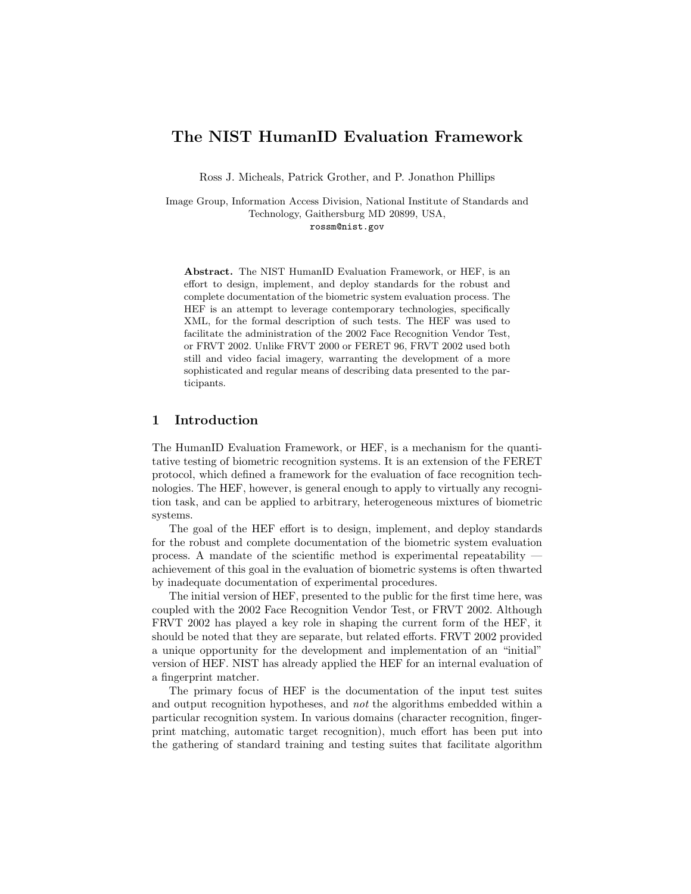# The NIST HumanID Evaluation Framework

Ross J. Micheals, Patrick Grother, and P. Jonathon Phillips

Image Group, Information Access Division, National Institute of Standards and Technology, Gaithersburg MD 20899, USA,
rossm@nist.gov

**Abstract.** The NIST HumanID Evaluation Framework, or HEF, is an effort to design, implement, and deploy standards for the robust and complete documentation of the biometric system evaluation process. The HEF is an attempt to leverage contemporary technologies, specifically XML, for the formal description of such tests. The HEF was used to facilitate the administration of the 2002 Face Recognition Vendor Test, or FRVT 2002. Unlike FRVT 2000 or FERET 96, FRVT 2002 used both still and video facial imagery, warranting the development of a more sophisticated and regular means of describing data presented to the participants.

## 1 Introduction

The HumanID Evaluation Framework, or HEF, is a mechanism for the quantitative testing of biometric recognition systems. It is an extension of the FERET protocol, which defined a framework for the evaluation of face recognition technologies. The HEF, however, is general enough to apply to virtually any recognition task, and can be applied to arbitrary, heterogeneous mixtures of biometric systems.

The goal of the HEF effort is to design, implement, and deploy standards for the robust and complete documentation of the biometric system evaluation process. A mandate of the scientific method is experimental repeatability — achievement of this goal in the evaluation of biometric systems is often thwarted by inadequate documentation of experimental procedures.

The initial version of HEF, presented to the public for the first time here, was coupled with the 2002 Face Recognition Vendor Test, or FRVT 2002. Although FRVT 2002 has played a key role in shaping the current form of the HEF, it should be noted that they are separate, but related efforts. FRVT 2002 provided a unique opportunity for the development and implementation of an "initial" version of HEF. NIST has already applied the HEF for an internal evaluation of a fingerprint matcher.

The primary focus of HEF is the documentation of the input test suites and output recognition hypotheses, and *not* the algorithms embedded within a particular recognition system. In various domains (character recognition, fingerprint matching, automatic target recognition), much effort has been put into the gathering of standard training and testing suites that facilitate algorithm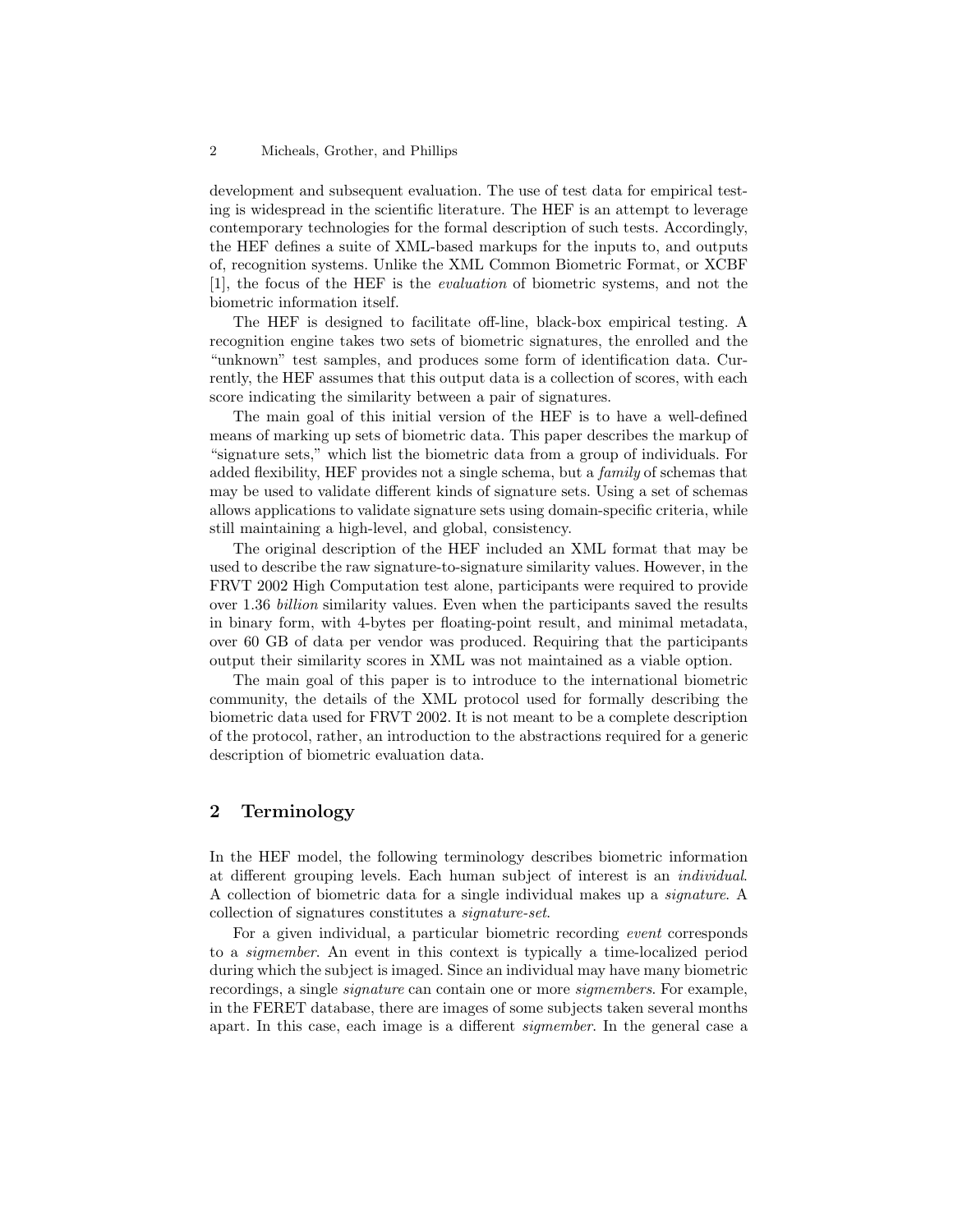development and subsequent evaluation. The use of test data for empirical testing is widespread in the scientific literature. The HEF is an attempt to leverage contemporary technologies for the formal description of such tests. Accordingly, the HEF defines a suite of XML-based markups for the inputs to, and outputs of, recognition systems. Unlike the XML Common Biometric Format, or XCBF [1], the focus of the HEF is the *evaluation* of biometric systems, and not the biometric information itself.

The HEF is designed to facilitate off-line, black-box empirical testing. A recognition engine takes two sets of biometric signatures, the enrolled and the "unknown" test samples, and produces some form of identification data. Currently, the HEF assumes that this output data is a collection of scores, with each score indicating the similarity between a pair of signatures.

The main goal of this initial version of the HEF is to have a well-defined means of marking up sets of biometric data. This paper describes the markup of "signature sets," which list the biometric data from a group of individuals. For added flexibility, HEF provides not a single schema, but a *family* of schemas that may be used to validate different kinds of signature sets. Using a set of schemas allows applications to validate signature sets using domain-specific criteria, while still maintaining a high-level, and global, consistency.

The original description of the HEF included an XML format that may be used to describe the raw signature-to-signature similarity values. However, in the FRVT 2002 High Computation test alone, participants were required to provide over 1.36 *billion* similarity values. Even when the participants saved the results in binary form, with 4-bytes per floating-point result, and minimal metadata, over 60 GB of data per vendor was produced. Requiring that the participants output their similarity scores in XML was not maintained as a viable option.

The main goal of this paper is to introduce to the international biometric community, the details of the XML protocol used for formally describing the biometric data used for FRVT 2002. It is not meant to be a complete description of the protocol, rather, an introduction to the abstractions required for a generic description of biometric evaluation data.

## 2 Terminology

In the HEF model, the following terminology describes biometric information at different grouping levels. Each human subject of interest is an *individual*. A collection of biometric data for a single individual makes up a *signature*. A collection of signatures constitutes a *signature-set*.

For a given individual, a particular biometric recording *event* corresponds to a *sigmember*. An event in this context is typically a time-localized period during which the subject is imaged. Since an individual may have many biometric recordings, a single *signature* can contain one or more *sigmembers*. For example, in the FERET database, there are images of some subjects taken several months apart. In this case, each image is a different *sigmember*. In the general case a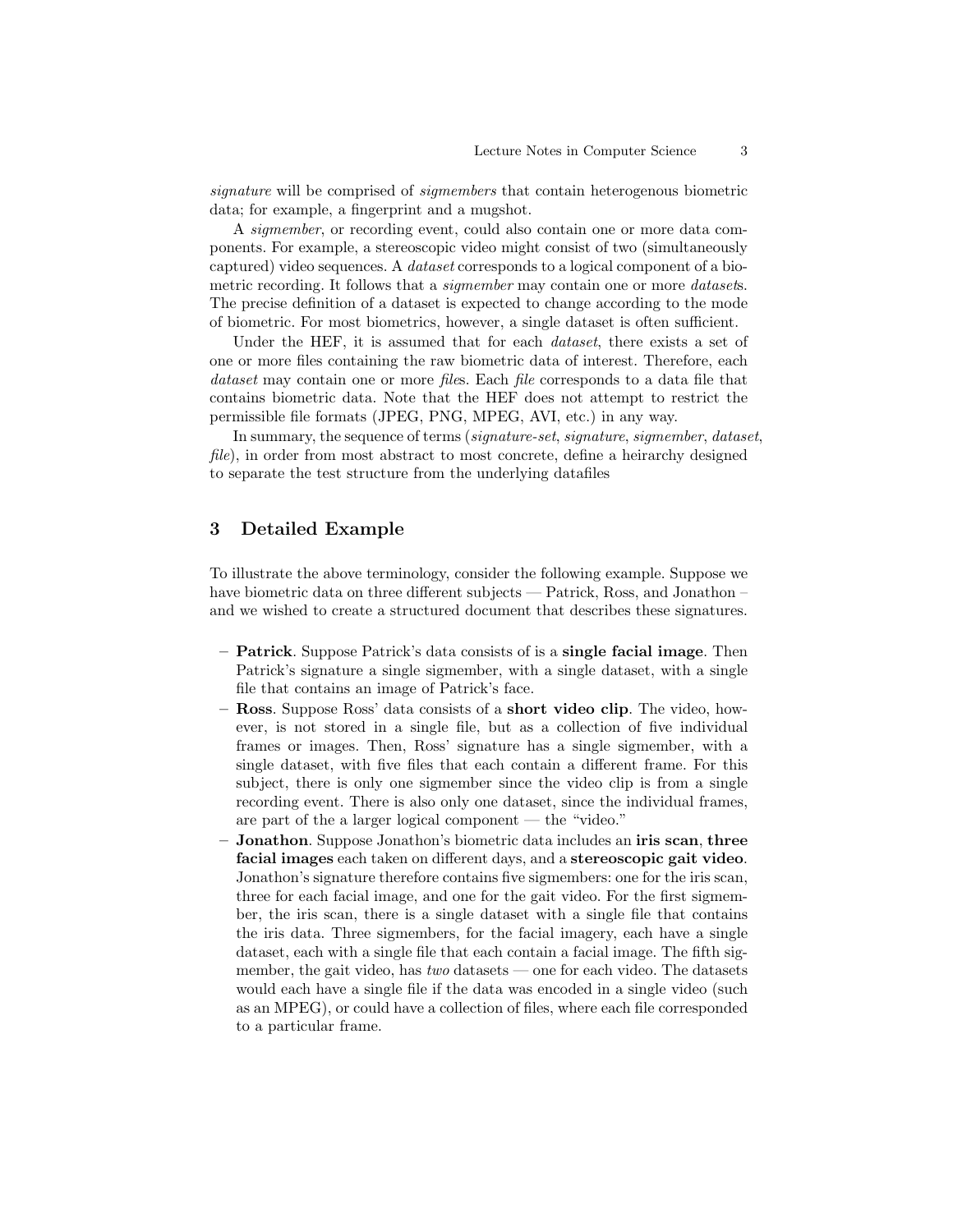*signature* will be comprised of *sigmembers* that contain heterogenous biometric data; for example, a fingerprint and a mugshot.

A *sigmember*, or recording event, could also contain one or more data components. For example, a stereoscopic video might consist of two (simultaneously captured) video sequences. A *dataset* corresponds to a logical component of a biometric recording. It follows that a *sigmember* may contain one or more *dataset*s. The precise definition of a dataset is expected to change according to the mode of biometric. For most biometrics, however, a single dataset is often sufficient.

Under the HEF, it is assumed that for each *dataset*, there exists a set of one or more files containing the raw biometric data of interest. Therefore, each *dataset* may contain one or more *file*s. Each *file* corresponds to a data file that contains biometric data. Note that the HEF does not attempt to restrict the permissible file formats (JPEG, PNG, MPEG, AVI, etc.) in any way.

In summary, the sequence of terms (*signature-set*, *signature*, *sigmember*, *dataset*, *file*), in order from most abstract to most concrete, define a heirarchy designed to separate the test structure from the underlying datafiles

## 3 Detailed Example

To illustrate the above terminology, consider the following example. Suppose we have biometric data on three different subjects — Patrick, Ross, and Jonathon – and we wished to create a structured document that describes these signatures.

- **Patrick**. Suppose Patrick's data consists of is a **single facial image**. Then Patrick's signature a single sigmember, with a single dataset, with a single file that contains an image of Patrick's face.
- **Ross**. Suppose Ross' data consists of a **short video clip**. The video, however, is not stored in a single file, but as a collection of five individual frames or images. Then, Ross' signature has a single sigmember, with a single dataset, with five files that each contain a different frame. For this subject, there is only one sigmember since the video clip is from a single recording event. There is also only one dataset, since the individual frames, are part of the a larger logical component — the "video."
- **Jonathon**. Suppose Jonathon's biometric data includes an **iris scan**, **three facial images** each taken on different days, and a **stereoscopic gait video**. Jonathon's signature therefore contains five sigmembers: one for the iris scan, three for each facial image, and one for the gait video. For the first sigmember, the iris scan, there is a single dataset with a single file that contains the iris data. Three sigmembers, for the facial imagery, each have a single dataset, each with a single file that each contain a facial image. The fifth sigmember, the gait video, has *two* datasets — one for each video. The datasets would each have a single file if the data was encoded in a single video (such as an MPEG), or could have a collection of files, where each file corresponded to a particular frame.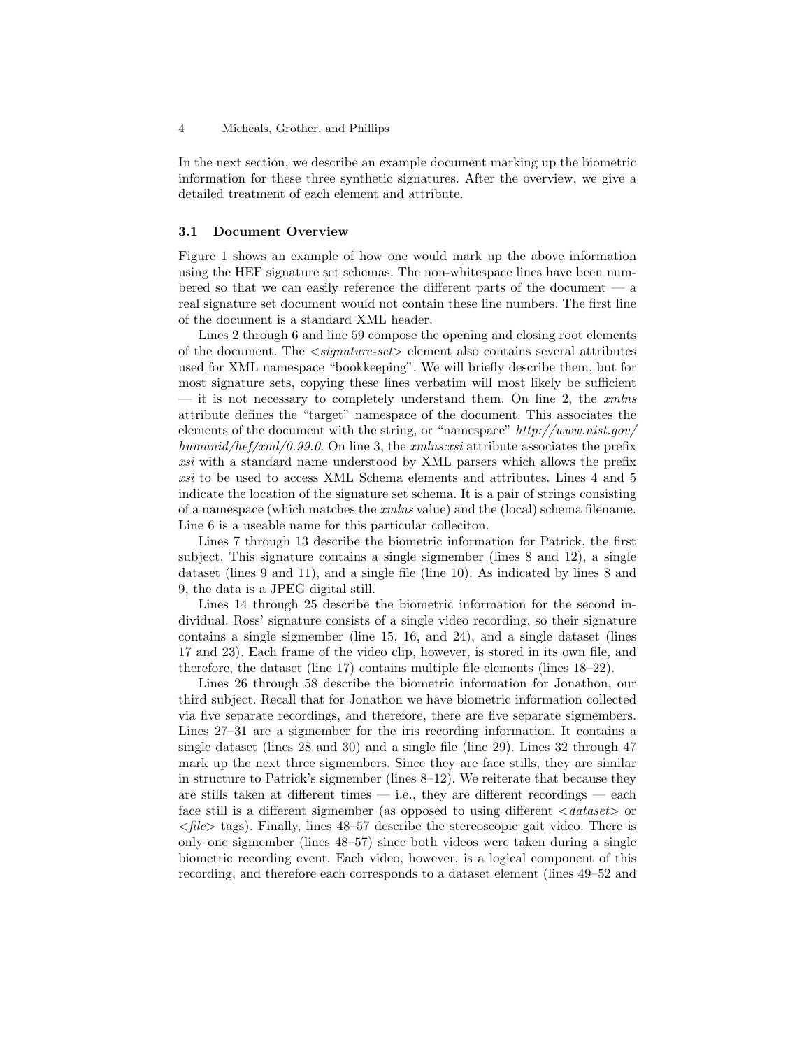In the next section, we describe an example document marking up the biometric information for these three synthetic signatures. After the overview, we give a detailed treatment of each element and attribute.

### 3.1 Document Overview

Figure 1 shows an example of how one would mark up the above information using the HEF signature set schemas. The non-whitespace lines have been numbered so that we can easily reference the different parts of the document — a real signature set document would not contain these line numbers. The first line of the document is a standard XML header.

Lines 2 through 6 and line 59 compose the opening and closing root elements of the document. The *<signature-set>* element also contains several attributes used for XML namespace "bookkeeping". We will briefly describe them, but for most signature sets, copying these lines verbatim will most likely be sufficient — it is not necessary to completely understand them. On line 2, the *xmlns* attribute defines the "target" namespace of the document. This associates the elements of the document with the string, or "namespace" *http://www.nist.gov/humanid/hef/xml/0.99.0*. On line 3, the *xmlns:xsi* attribute associates the prefix *xsi* with a standard name understood by XML parsers which allows the prefix *xsi* to be used to access XML Schema elements and attributes. Lines 4 and 5 indicate the location of the signature set schema. It is a pair of strings consisting of a namespace (which matches the *xmlns* value) and the (local) schema filename. Line 6 is a useable name for this particular colleciton.

Lines 7 through 13 describe the biometric information for Patrick, the first subject. This signature contains a single sigmember (lines 8 and 12), a single dataset (lines 9 and 11), and a single file (line 10). As indicated by lines 8 and 9, the data is a JPEG digital still.

Lines 14 through 25 describe the biometric information for the second individual. Ross' signature consists of a single video recording, so their signature contains a single sigmember (line 15, 16, and 24), and a single dataset (lines 17 and 23). Each frame of the video clip, however, is stored in its own file, and therefore, the dataset (line 17) contains multiple file elements (lines 18–22).

Lines 26 through 58 describe the biometric information for Jonathon, our third subject. Recall that for Jonathon we have biometric information collected via five separate recordings, and therefore, there are five separate sigmembers. Lines 27–31 are a sigmember for the iris recording information. It contains a single dataset (lines 28 and 30) and a single file (line 29). Lines 32 through 47 mark up the next three sigmembers. Since they are face stills, they are similar in structure to Patrick's sigmember (lines 8–12). We reiterate that because they are stills taken at different times — i.e., they are different recordings — each face still is a different sigmember (as opposed to using different *<dataset>* or *<file>* tags). Finally, lines 48–57 describe the stereoscopic gait video. There is only one sigmember (lines 48–57) since both videos were taken during a single biometric recording event. Each video, however, is a logical component of this recording, and therefore each corresponds to a dataset element (lines 49–52 and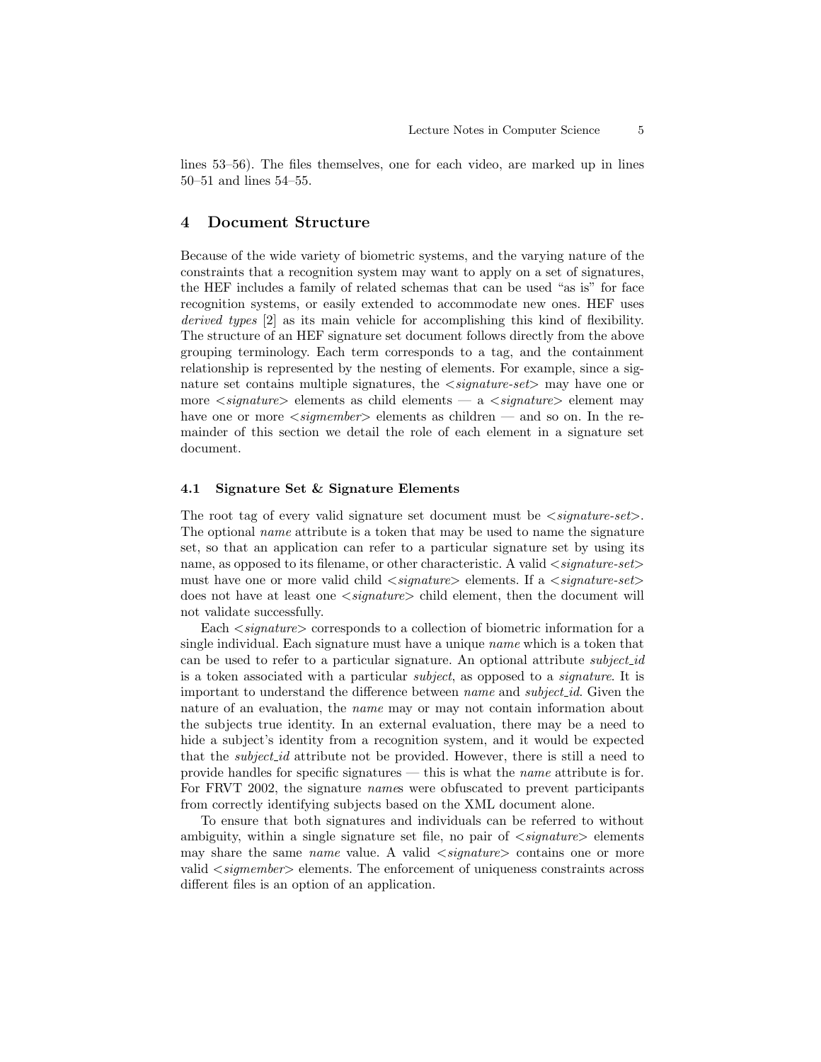lines 53–56). The files themselves, one for each video, are marked up in lines 50–51 and lines 54–55.

## 4 Document Structure

Because of the wide variety of biometric systems, and the varying nature of the constraints that a recognition system may want to apply on a set of signatures, the HEF includes a family of related schemas that can be used "as is" for face recognition systems, or easily extended to accommodate new ones. HEF uses *derived types* [2] as its main vehicle for accomplishing this kind of flexibility. The structure of an HEF signature set document follows directly from the above grouping terminology. Each term corresponds to a tag, and the containment relationship is represented by the nesting of elements. For example, since a signature set contains multiple signatures, the <*signature-set*> may have one or more <*signature*> elements as child elements — a <*signature*> element may have one or more <*sigmember*> elements as children — and so on. In the remainder of this section we detail the role of each element in a signature set document.

### 4.1 Signature Set & Signature Elements

The root tag of every valid signature set document must be <*signature-set*>. The optional *name* attribute is a token that may be used to name the signature set, so that an application can refer to a particular signature set by using its name, as opposed to its filename, or other characteristic. A valid <*signature-set*> must have one or more valid child <*signature*> elements. If a <*signature-set*> does not have at least one <*signature*> child element, then the document will not validate successfully.

Each <*signature*> corresponds to a collection of biometric information for a single individual. Each signature must have a unique *name* which is a token that can be used to refer to a particular signature. An optional attribute *subject_id* is a token associated with a particular *subject*, as opposed to a *signature*. It is important to understand the difference between *name* and *subject_id*. Given the nature of an evaluation, the *name* may or may not contain information about the subjects true identity. In an external evaluation, there may be a need to hide a subject's identity from a recognition system, and it would be expected that the *subject_id* attribute not be provided. However, there is still a need to provide handles for specific signatures — this is what the *name* attribute is for. For FRVT 2002, the signature *name*s were obfuscated to prevent participants from correctly identifying subjects based on the XML document alone.

To ensure that both signatures and individuals can be referred to without ambiguity, within a single signature set file, no pair of <*signature*> elements may share the same *name* value. A valid <*signature*> contains one or more valid <*sigmember*> elements. The enforcement of uniqueness constraints across different files is an option of an application.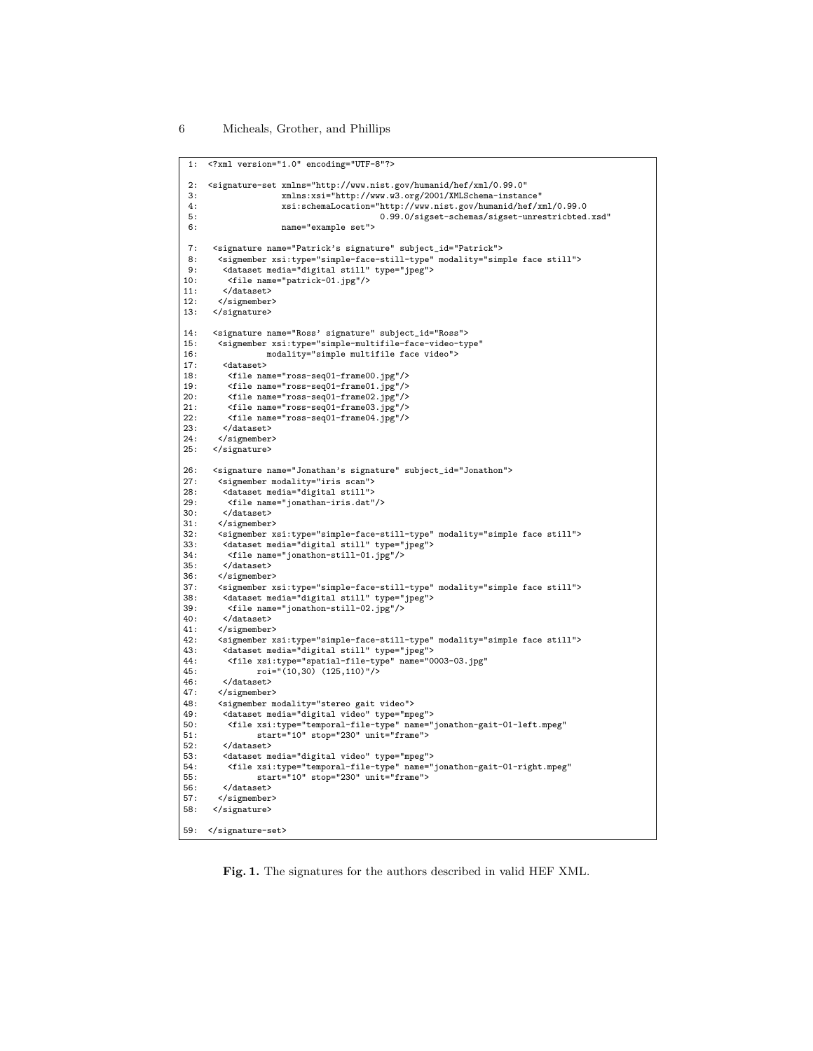```
 1:  <?xml version="1.0" encoding="UTF-8"?>

 2:  <signature-set xmlns="http://www.nist.gov/humanid/hef/xml/0.99.0"
 3:                 xmlns:xsi="http://www.w3.org/2001/XMLSchema-instance"
 4:                 xsi:schemaLocation="http://www.nist.gov/humanid/hef/xml/0.99.0
 5:                                     0.99.0/sigset-schemas/sigset-unrestricbted.xsd"
 6:                 name="example set">

 7:   <signature name="Patrick's signature" subject_id="Patrick">
 8:    <sigmember xsi:type="simple-face-still-type" modality="simple face still">
 9:     <dataset media="digital still" type="jpeg">
10:      <file name="patrick-01.jpg"/>
11:     </dataset>
12:    </sigmember>
13:   </signature>

14:   <signature name="Ross' signature" subject_id="Ross">
15:    <sigmember xsi:type="simple-multifile-face-video-type"
16:               modality="simple multifile face video">
17:     <dataset>
18:      <file name="ross-seq01-frame00.jpg"/>
19:      <file name="ross-seq01-frame01.jpg"/>
20:      <file name="ross-seq01-frame02.jpg"/>
21:      <file name="ross-seq01-frame03.jpg"/>
22:      <file name="ross-seq01-frame04.jpg"/>
23:     </dataset>
24:    </sigmember>
25:   </signature>

26:   <signature name="Jonathan's signature" subject_id="Jonathon">
27:    <sigmember modality="iris scan">
28:     <dataset media="digital still">
29:      <file name="jonathan-iris.dat"/>
30:     </dataset>
31:    </sigmember>
32:    <sigmember xsi:type="simple-face-still-type" modality="simple face still">
33:     <dataset media="digital still" type="jpeg">
34:      <file name="jonathon-still-01.jpg"/>
35:     </dataset>
36:    </sigmember>
37:    <sigmember xsi:type="simple-face-still-type" modality="simple face still">
38:     <dataset media="digital still" type="jpeg">
39:      <file name="jonathon-still-02.jpg"/>
40:     </dataset>
41:    </sigmember>
42:    <sigmember xsi:type="simple-face-still-type" modality="simple face still">
43:     <dataset media="digital still" type="jpeg">
44:      <file xsi:type="spatial-file-type" name="0003-03.jpg"
45:            roi="(10,30) (125,110)"/>
46:     </dataset>
47:    </sigmember>
48:    <sigmember modality="stereo gait video">
49:     <dataset media="digital video" type="mpeg">
50:      <file xsi:type="temporal-file-type" name="jonathon-gait-01-left.mpeg"
51:            start="10" stop="230" unit="frame">
52:     </dataset>
53:     <dataset media="digital video" type="mpeg">
54:      <file xsi:type="temporal-file-type" name="jonathon-gait-01-right.mpeg"
55:            start="10" stop="230" unit="frame">
56:     </dataset>
57:    </sigmember>
58:   </signature>

59:  </signature-set>
```

**Fig. 1.** The signatures for the authors described in valid HEF XML.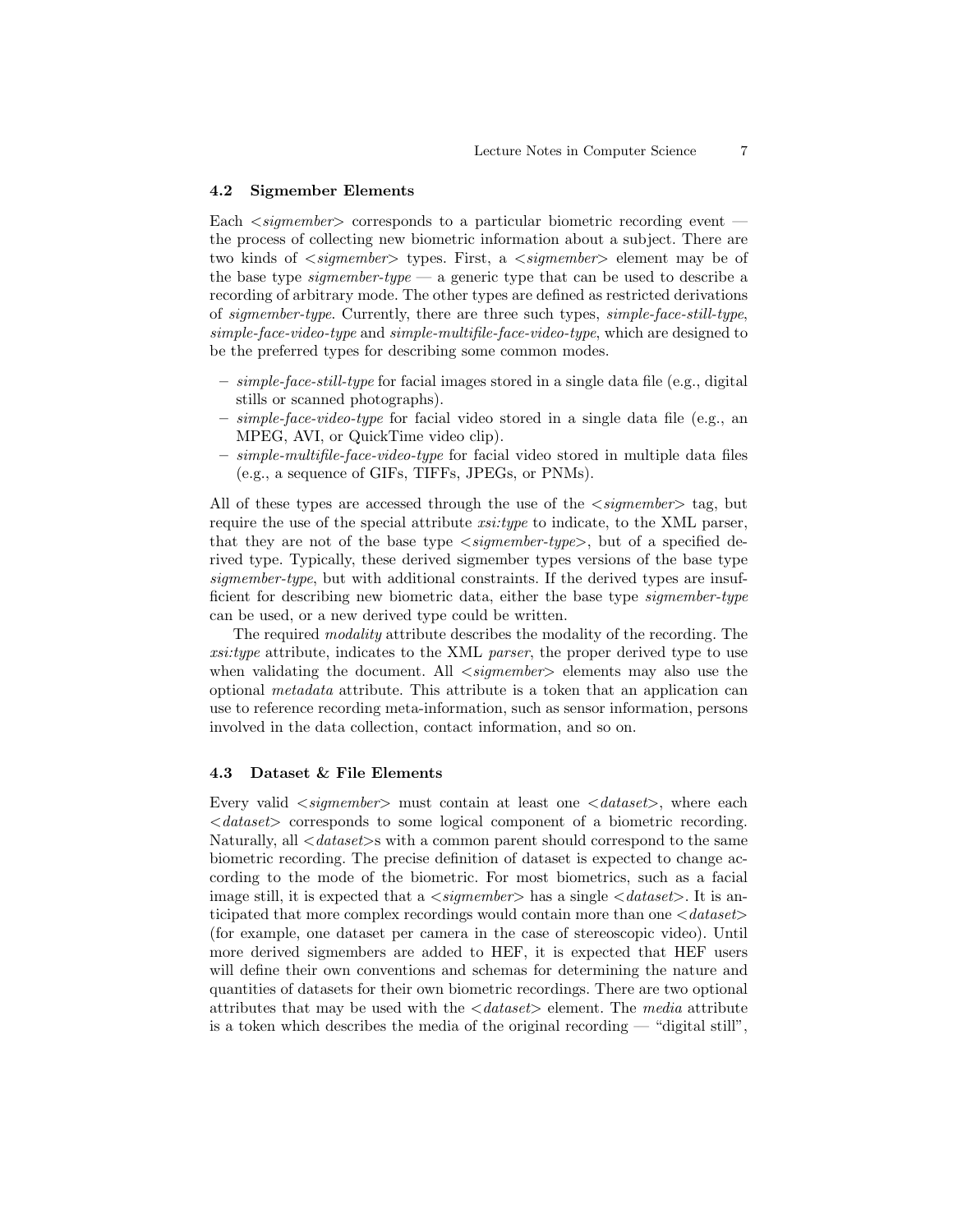### 4.2 Sigmember Elements

Each <*sigmember*> corresponds to a particular biometric recording event — the process of collecting new biometric information about a subject. There are two kinds of <*sigmember*> types. First, a <*sigmember*> element may be of the base type *sigmember-type* — a generic type that can be used to describe a recording of arbitrary mode. The other types are defined as restricted derivations of *sigmember-type*. Currently, there are three such types, *simple-face-still-type*, *simple-face-video-type* and *simple-multifile-face-video-type*, which are designed to be the preferred types for describing some common modes.

- *simple-face-still-type* for facial images stored in a single data file (e.g., digital stills or scanned photographs).
- *simple-face-video-type* for facial video stored in a single data file (e.g., an MPEG, AVI, or QuickTime video clip).
- *simple-multifile-face-video-type* for facial video stored in multiple data files (e.g., a sequence of GIFs, TIFFs, JPEGs, or PNMs).

All of these types are accessed through the use of the <*sigmember*> tag, but require the use of the special attribute *xsi:type* to indicate, to the XML parser, that they are not of the base type <*sigmember-type*>, but of a specified derived type. Typically, these derived sigmember types versions of the base type *sigmember-type*, but with additional constraints. If the derived types are insufficient for describing new biometric data, either the base type *sigmember-type* can be used, or a new derived type could be written.

The required *modality* attribute describes the modality of the recording. The *xsi:type* attribute, indicates to the XML *parser*, the proper derived type to use when validating the document. All <*sigmember*> elements may also use the optional *metadata* attribute. This attribute is a token that an application can use to reference recording meta-information, such as sensor information, persons involved in the data collection, contact information, and so on.

### 4.3 Dataset & File Elements

Every valid <*sigmember*> must contain at least one <*dataset*>, where each <*dataset*> corresponds to some logical component of a biometric recording. Naturally, all <*dataset*>s with a common parent should correspond to the same biometric recording. The precise definition of dataset is expected to change according to the mode of the biometric. For most biometrics, such as a facial image still, it is expected that a <*sigmember*> has a single <*dataset*>. It is anticipated that more complex recordings would contain more than one <*dataset*> (for example, one dataset per camera in the case of stereoscopic video). Until more derived sigmembers are added to HEF, it is expected that HEF users will define their own conventions and schemas for determining the nature and quantities of datasets for their own biometric recordings. There are two optional attributes that may be used with the <*dataset*> element. The *media* attribute is a token which describes the media of the original recording — "digital still",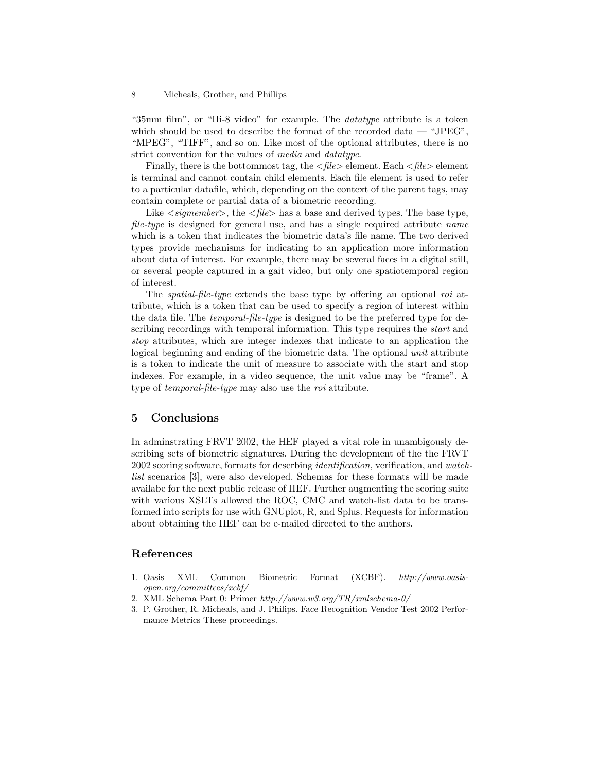"35mm film", or "Hi-8 video" for example. The *datatype* attribute is a token which should be used to describe the format of the recorded data — "JPEG", "MPEG", "TIFF", and so on. Like most of the optional attributes, there is no strict convention for the values of *media* and *datatype*.

Finally, there is the bottommost tag, the <*file*> element. Each <*file*> element is terminal and cannot contain child elements. Each file element is used to refer to a particular datafile, which, depending on the context of the parent tags, may contain complete or partial data of a biometric recording.

Like <*sigmember*>, the <*file*> has a base and derived types. The base type, *file-type* is designed for general use, and has a single required attribute *name* which is a token that indicates the biometric data's file name. The two derived types provide mechanisms for indicating to an application more information about data of interest. For example, there may be several faces in a digital still, or several people captured in a gait video, but only one spatiotemporal region of interest.

The *spatial-file-type* extends the base type by offering an optional *roi* attribute, which is a token that can be used to specify a region of interest within the data file. The *temporal-file-type* is designed to be the preferred type for describing recordings with temporal information. This type requires the *start* and *stop* attributes, which are integer indexes that indicate to an application the logical beginning and ending of the biometric data. The optional *unit* attribute is a token to indicate the unit of measure to associate with the start and stop indexes. For example, in a video sequence, the unit value may be "frame". A type of *temporal-file-type* may also use the *roi* attribute.

## 5 Conclusions

In adminstrating FRVT 2002, the HEF played a vital role in unambigously describing sets of biometric signatures. During the development of the the FRVT 2002 scoring software, formats for descrbing *identification,* verification, and *watch-list* scenarios [3], were also developed. Schemas for these formats will be made availabe for the next public release of HEF. Further augmenting the scoring suite with various XSLTs allowed the ROC, CMC and watch-list data to be transformed into scripts for use with GNUplot, R, and Splus. Requests for information about obtaining the HEF can be e-mailed directed to the authors.

## References

1. Oasis XML Common Biometric Format (XCBF). *http://www.oasis-open.org/committees/xcbf/*
2. XML Schema Part 0: Primer *http://www.w3.org/TR/xmlschema-0/*
3. P. Grother, R. Micheals, and J. Philips. Face Recognition Vendor Test 2002 Performance Metrics These proceedings.